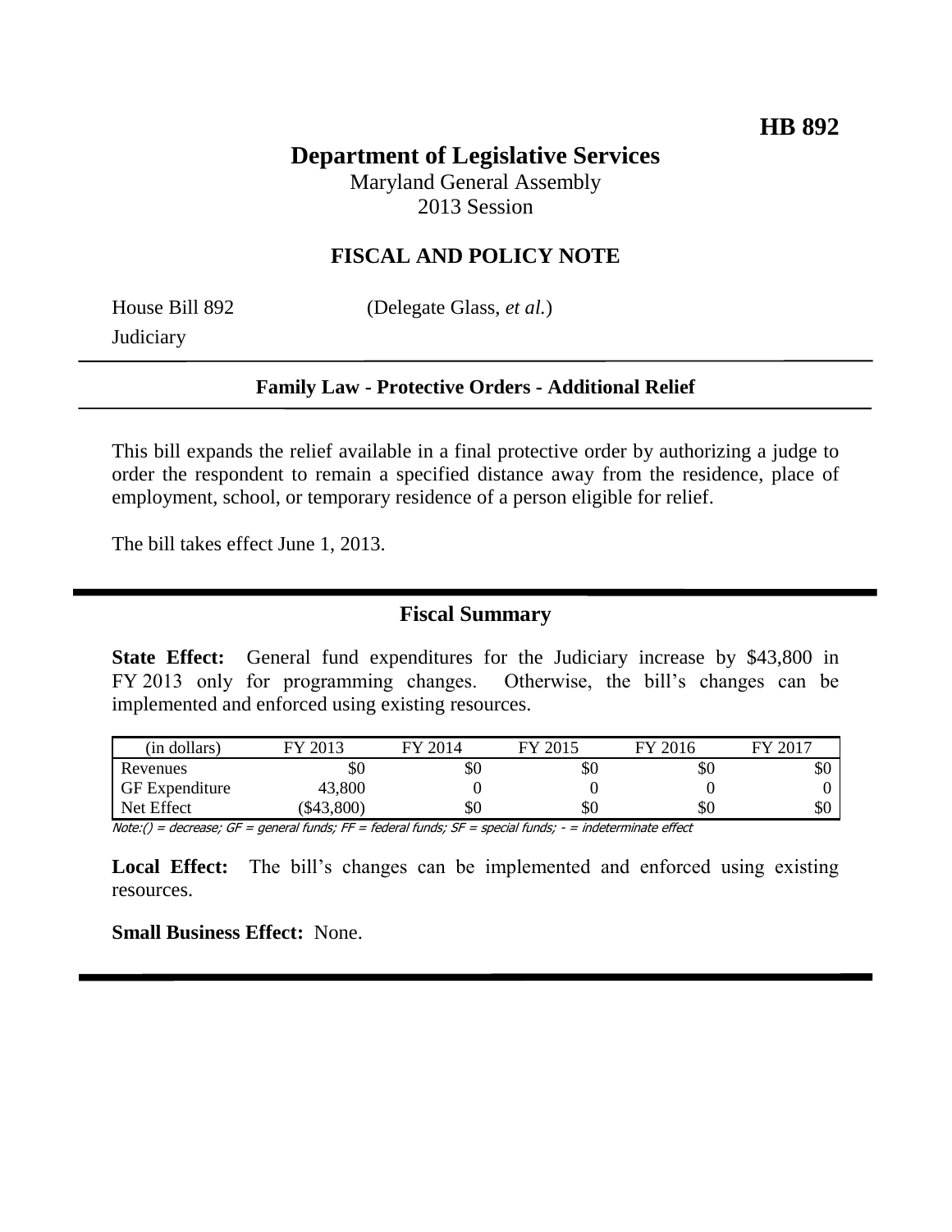**HB 892**

# Department of Legislative Services

Maryland General Assembly
2013 Session

## FISCAL AND POLICY NOTE

House Bill 892 (Delegate Glass, *et al.*)
Judiciary

**Family Law - Protective Orders - Additional Relief**

This bill expands the relief available in a final protective order by authorizing a judge to order the respondent to remain a specified distance away from the residence, place of employment, school, or temporary residence of a person eligible for relief.

The bill takes effect June 1, 2013.

## Fiscal Summary

**State Effect:** General fund expenditures for the Judiciary increase by $43,800 in FY 2013 only for programming changes. Otherwise, the bill's changes can be implemented and enforced using existing resources.

| (in dollars) | FY 2013 | FY 2014 | FY 2015 | FY 2016 | FY 2017 |
|---|---|---|---|---|---|
| Revenues | $0 | $0 | $0 | $0 | $0 |
| GF Expenditure | 43,800 | 0 | 0 | 0 | 0 |
| Net Effect | ($43,800) | $0 | $0 | $0 | $0 |

*Note:() = decrease; GF = general funds; FF = federal funds; SF = special funds; - = indeterminate effect*

**Local Effect:** The bill's changes can be implemented and enforced using existing resources.

**Small Business Effect:** None.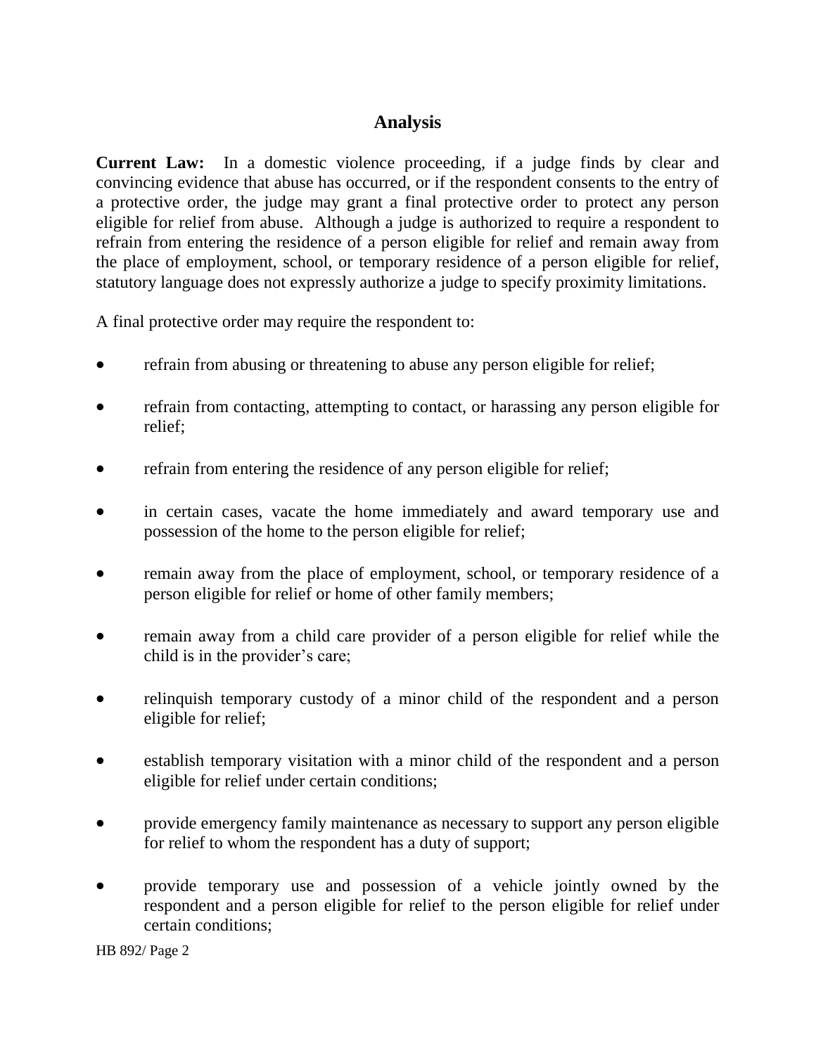## Analysis

**Current Law:** In a domestic violence proceeding, if a judge finds by clear and convincing evidence that abuse has occurred, or if the respondent consents to the entry of a protective order, the judge may grant a final protective order to protect any person eligible for relief from abuse. Although a judge is authorized to require a respondent to refrain from entering the residence of a person eligible for relief and remain away from the place of employment, school, or temporary residence of a person eligible for relief, statutory language does not expressly authorize a judge to specify proximity limitations.

A final protective order may require the respondent to:

- refrain from abusing or threatening to abuse any person eligible for relief;
- refrain from contacting, attempting to contact, or harassing any person eligible for relief;
- refrain from entering the residence of any person eligible for relief;
- in certain cases, vacate the home immediately and award temporary use and possession of the home to the person eligible for relief;
- remain away from the place of employment, school, or temporary residence of a person eligible for relief or home of other family members;
- remain away from a child care provider of a person eligible for relief while the child is in the provider's care;
- relinquish temporary custody of a minor child of the respondent and a person eligible for relief;
- establish temporary visitation with a minor child of the respondent and a person eligible for relief under certain conditions;
- provide emergency family maintenance as necessary to support any person eligible for relief to whom the respondent has a duty of support;
- provide temporary use and possession of a vehicle jointly owned by the respondent and a person eligible for relief to the person eligible for relief under certain conditions;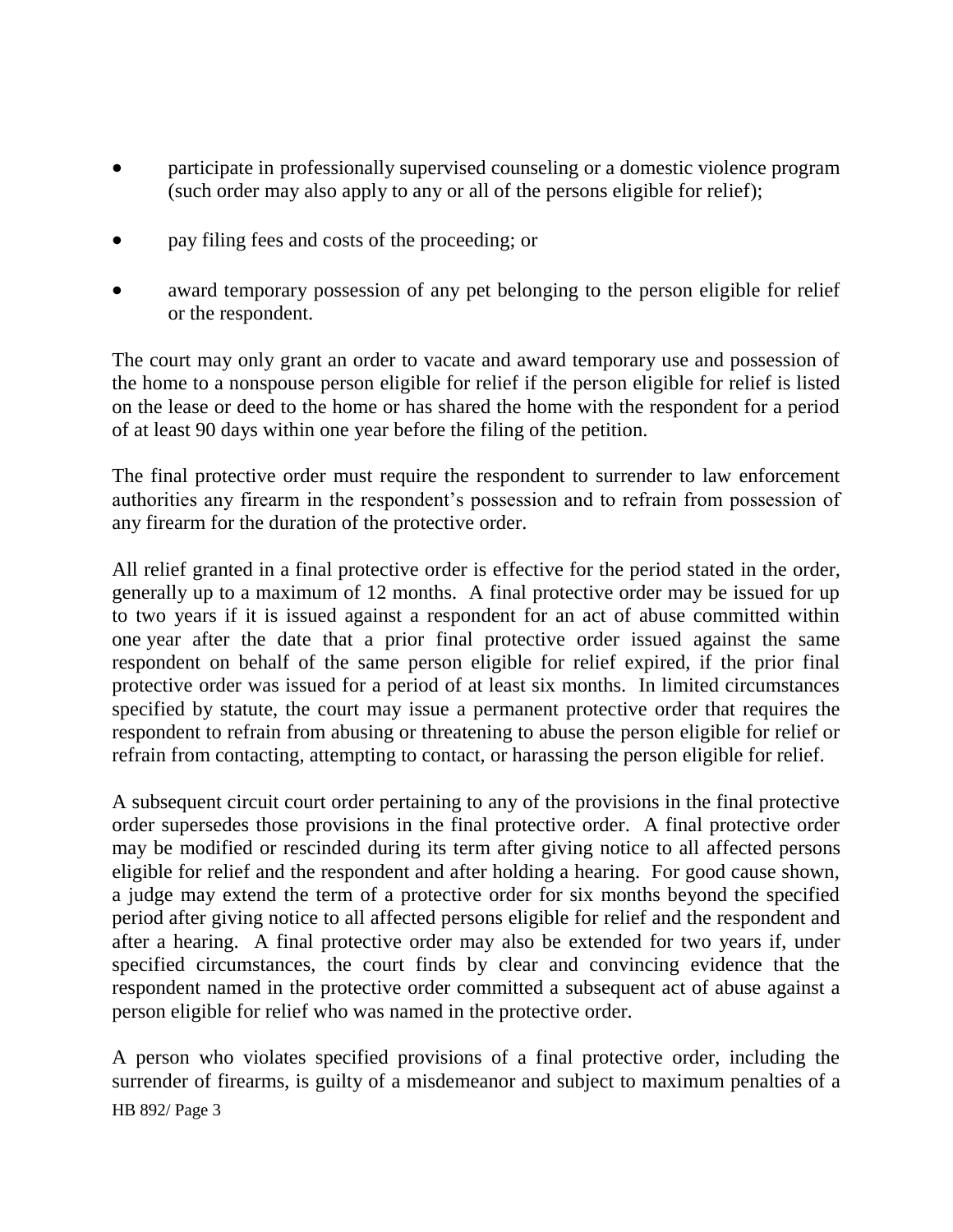- participate in professionally supervised counseling or a domestic violence program (such order may also apply to any or all of the persons eligible for relief);
- pay filing fees and costs of the proceeding; or
- award temporary possession of any pet belonging to the person eligible for relief or the respondent.

The court may only grant an order to vacate and award temporary use and possession of the home to a nonspouse person eligible for relief if the person eligible for relief is listed on the lease or deed to the home or has shared the home with the respondent for a period of at least 90 days within one year before the filing of the petition.

The final protective order must require the respondent to surrender to law enforcement authorities any firearm in the respondent's possession and to refrain from possession of any firearm for the duration of the protective order.

All relief granted in a final protective order is effective for the period stated in the order, generally up to a maximum of 12 months. A final protective order may be issued for up to two years if it is issued against a respondent for an act of abuse committed within one year after the date that a prior final protective order issued against the same respondent on behalf of the same person eligible for relief expired, if the prior final protective order was issued for a period of at least six months. In limited circumstances specified by statute, the court may issue a permanent protective order that requires the respondent to refrain from abusing or threatening to abuse the person eligible for relief or refrain from contacting, attempting to contact, or harassing the person eligible for relief.

A subsequent circuit court order pertaining to any of the provisions in the final protective order supersedes those provisions in the final protective order. A final protective order may be modified or rescinded during its term after giving notice to all affected persons eligible for relief and the respondent and after holding a hearing. For good cause shown, a judge may extend the term of a protective order for six months beyond the specified period after giving notice to all affected persons eligible for relief and the respondent and after a hearing. A final protective order may also be extended for two years if, under specified circumstances, the court finds by clear and convincing evidence that the respondent named in the protective order committed a subsequent act of abuse against a person eligible for relief who was named in the protective order.

A person who violates specified provisions of a final protective order, including the surrender of firearms, is guilty of a misdemeanor and subject to maximum penalties of a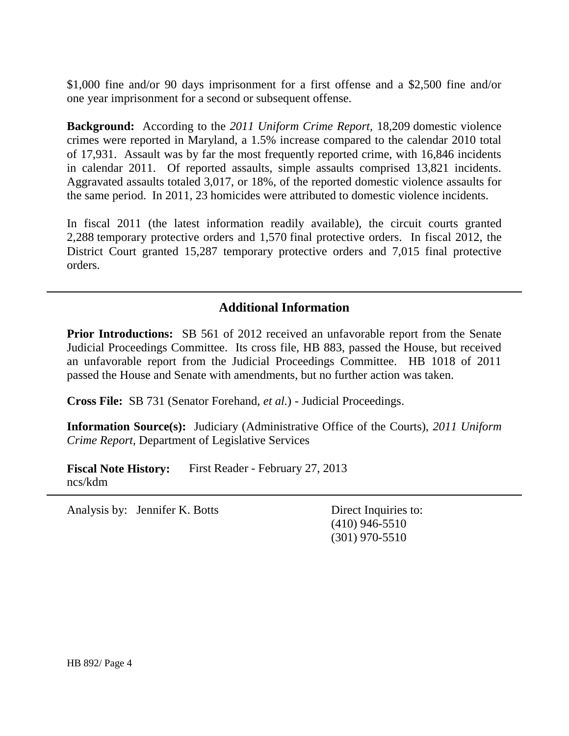$1,000 fine and/or 90 days imprisonment for a first offense and a $2,500 fine and/or one year imprisonment for a second or subsequent offense.

**Background:** According to the *2011 Uniform Crime Report*, 18,209 domestic violence crimes were reported in Maryland, a 1.5% increase compared to the calendar 2010 total of 17,931. Assault was by far the most frequently reported crime, with 16,846 incidents in calendar 2011. Of reported assaults, simple assaults comprised 13,821 incidents. Aggravated assaults totaled 3,017, or 18%, of the reported domestic violence assaults for the same period. In 2011, 23 homicides were attributed to domestic violence incidents.

In fiscal 2011 (the latest information readily available), the circuit courts granted 2,288 temporary protective orders and 1,570 final protective orders. In fiscal 2012, the District Court granted 15,287 temporary protective orders and 7,015 final protective orders.

## Additional Information

**Prior Introductions:** SB 561 of 2012 received an unfavorable report from the Senate Judicial Proceedings Committee. Its cross file, HB 883, passed the House, but received an unfavorable report from the Judicial Proceedings Committee. HB 1018 of 2011 passed the House and Senate with amendments, but no further action was taken.

**Cross File:** SB 731 (Senator Forehand, *et al.*) - Judicial Proceedings.

**Information Source(s):** Judiciary (Administrative Office of the Courts), *2011 Uniform Crime Report*, Department of Legislative Services

**Fiscal Note History:** First Reader - February 27, 2013
ncs/kdm

Analysis by: Jennifer K. Botts

Direct Inquiries to:
(410) 946-5510
(301) 970-5510